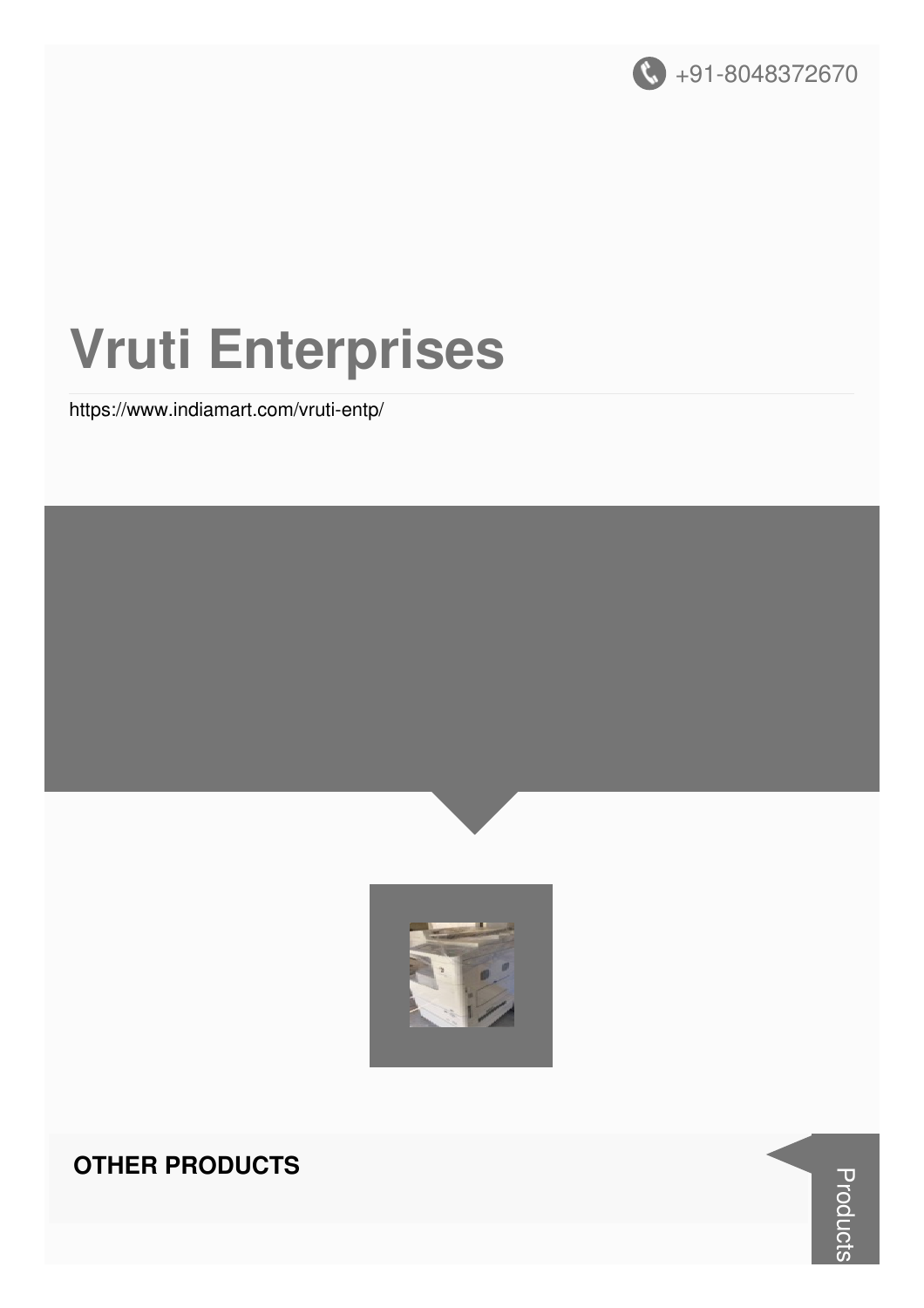+91-8048372670

# Vruti Enterprises

https://www.indiamart.com/vruti-entp/

## OTHER PRODUCTS

Products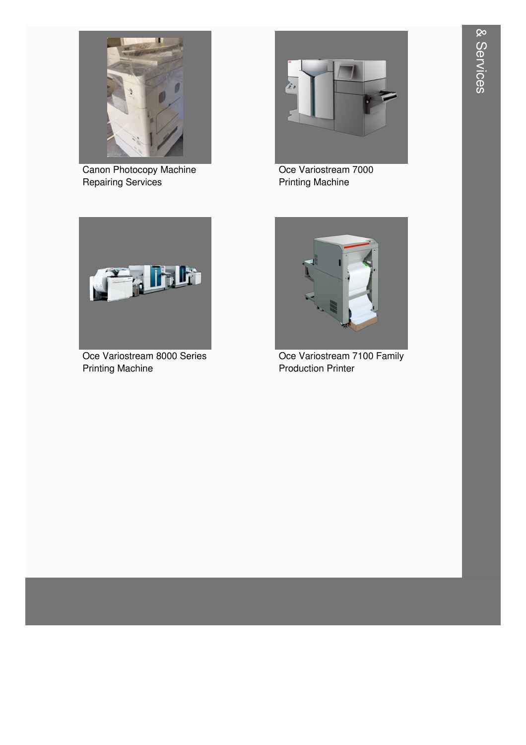Canon Photocopy Machine Repairing Services

Oce Variostream 7000 Printing Machine

Oce Variostream 8000 Series Printing Machine

Oce Variostream 7100 Family Production Printer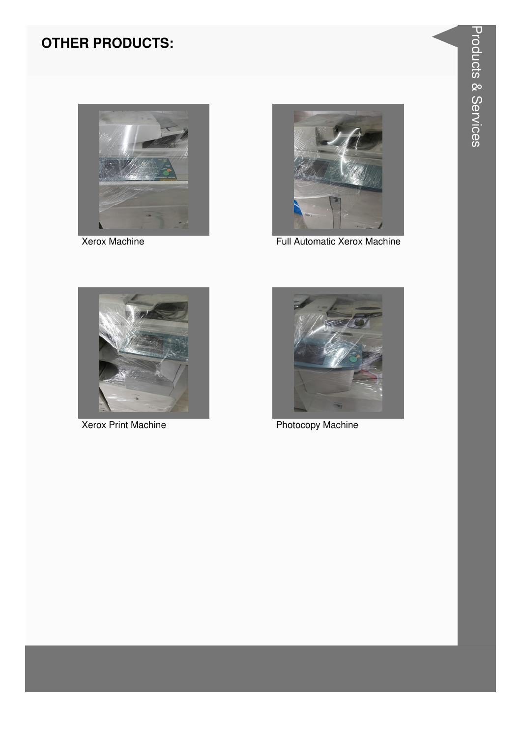## OTHER PRODUCTS:

Xerox Machine

Full Automatic Xerox Machine

Xerox Print Machine

Photocopy Machine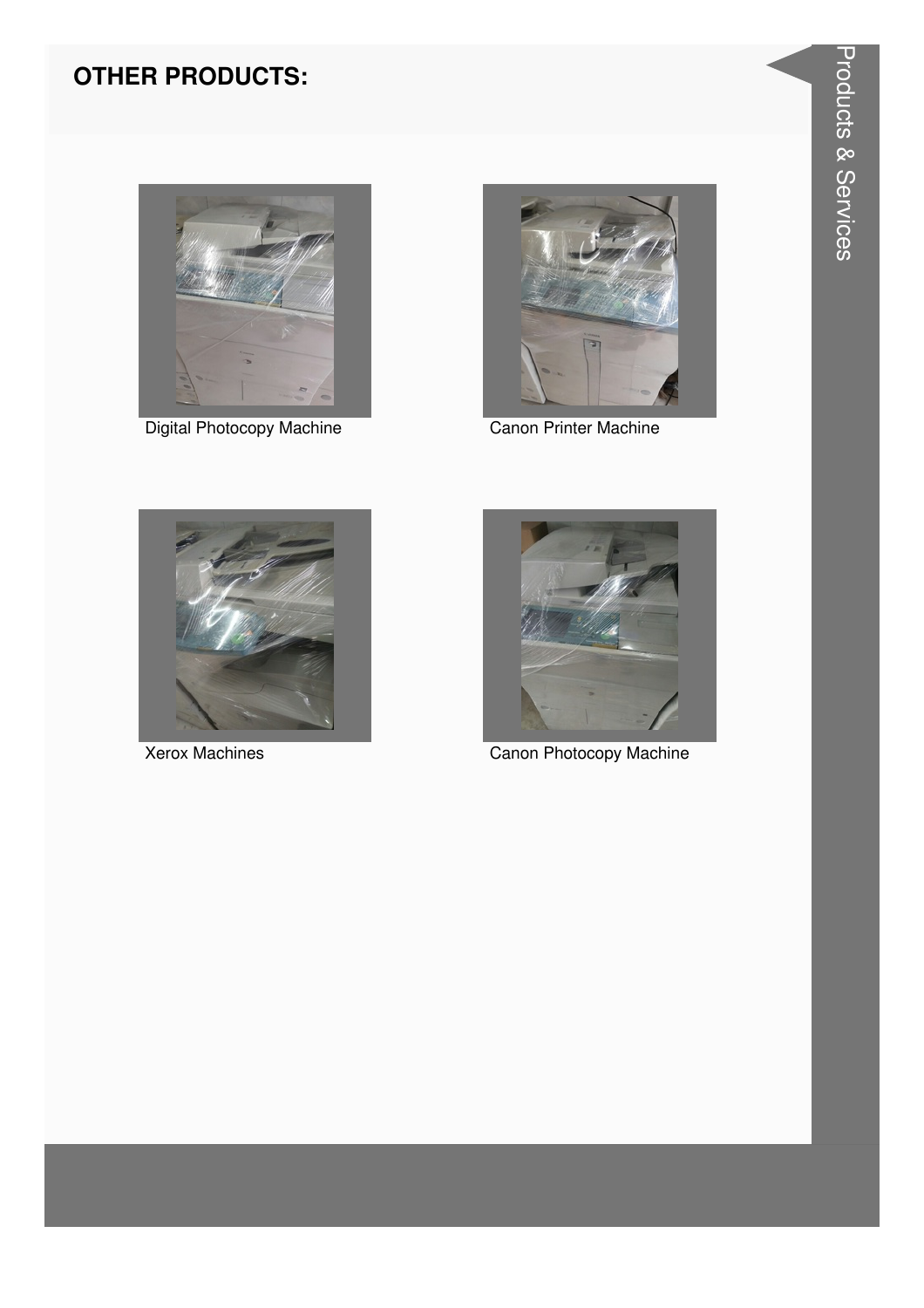## OTHER PRODUCTS:

Digital Photocopy Machine

Canon Printer Machine

Xerox Machines

Canon Photocopy Machine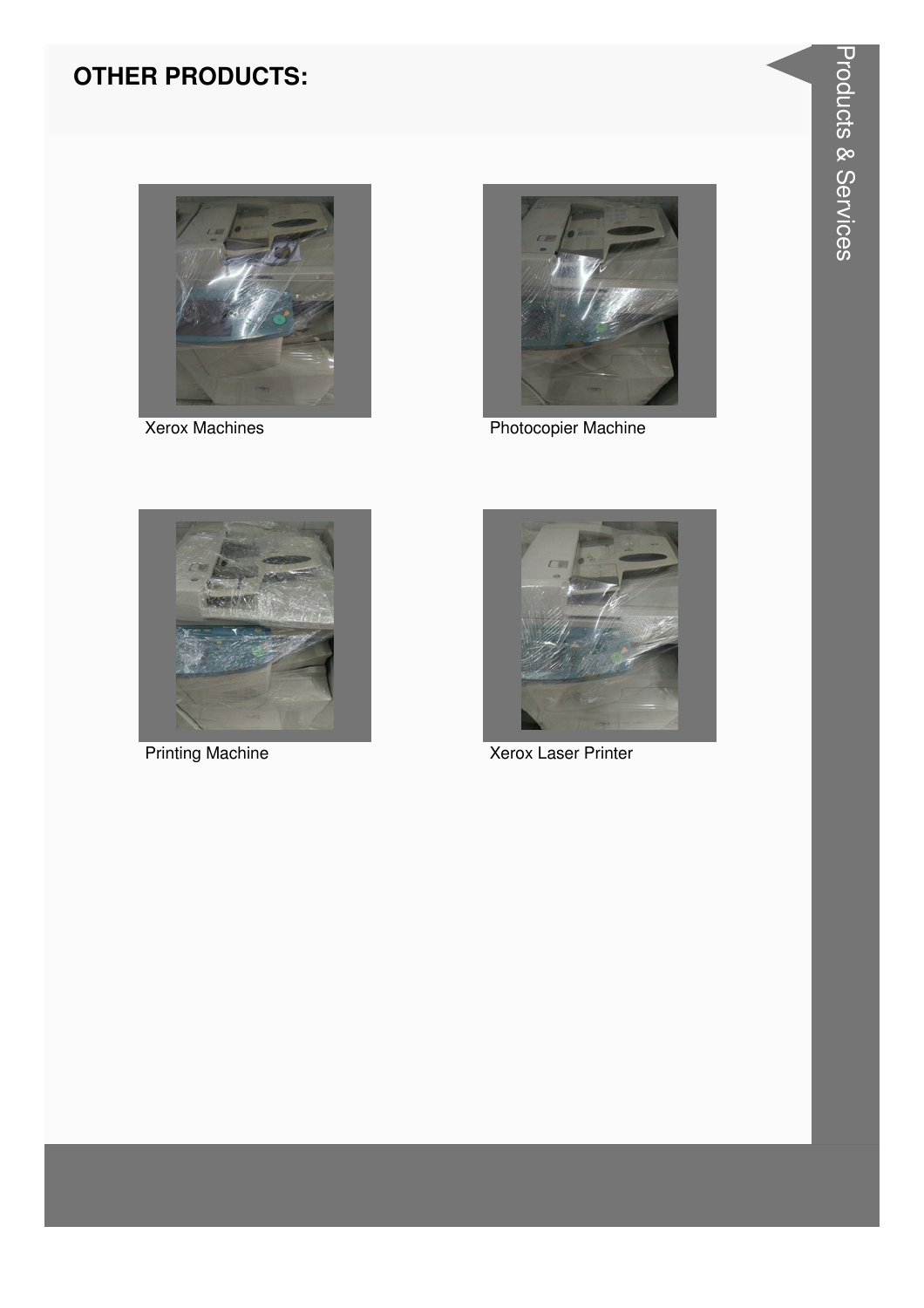## OTHER PRODUCTS:

Xerox Machines

Photocopier Machine

Printing Machine

Xerox Laser Printer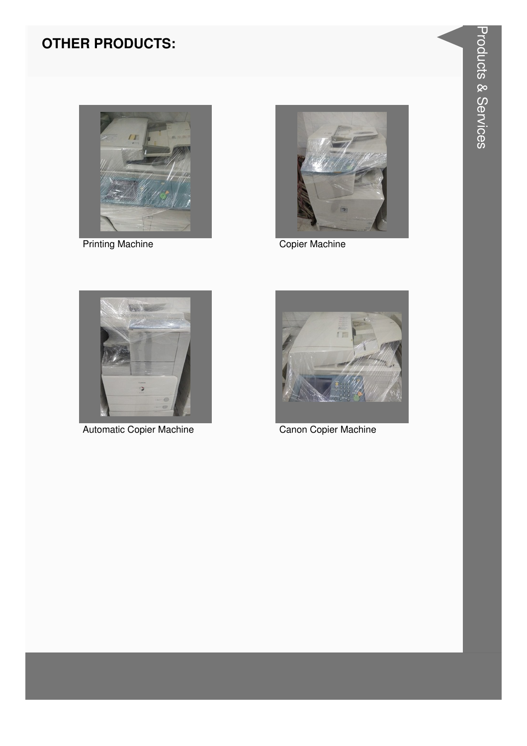## OTHER PRODUCTS:

Printing Machine

Copier Machine

Automatic Copier Machine

Canon Copier Machine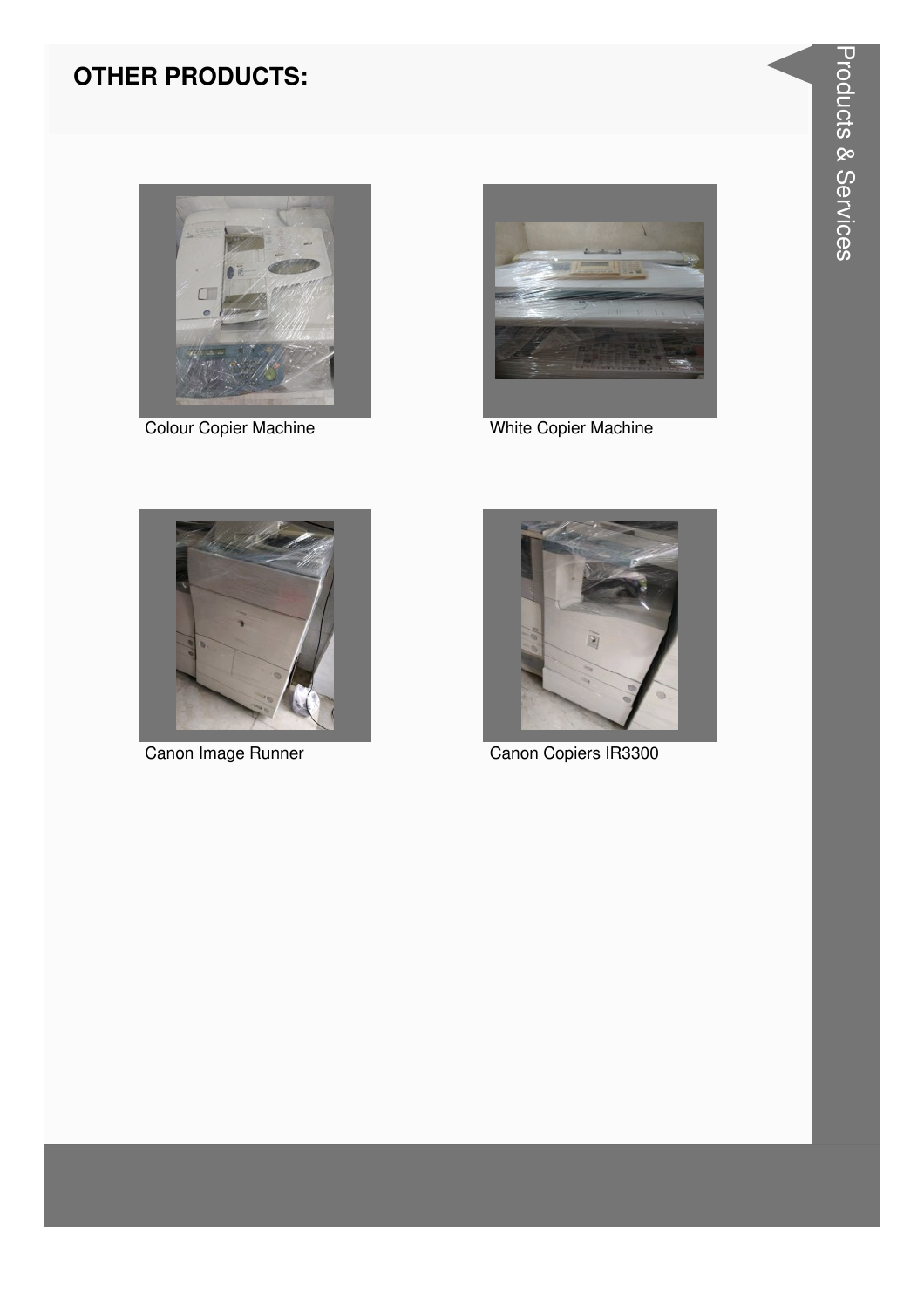## OTHER PRODUCTS:

Colour Copier Machine

White Copier Machine

Canon Image Runner

Canon Copiers IR3300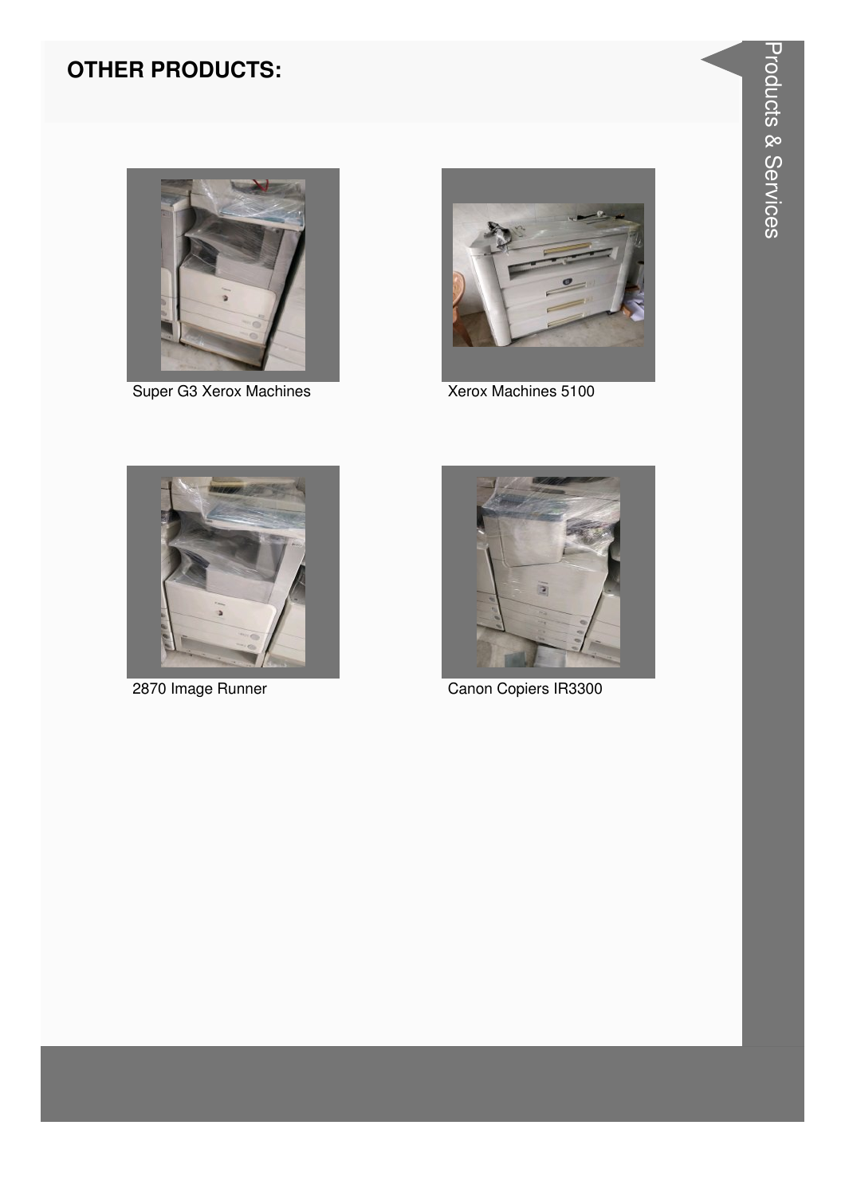## OTHER PRODUCTS:

Super G3 Xerox Machines

Xerox Machines 5100

2870 Image Runner

Canon Copiers IR3300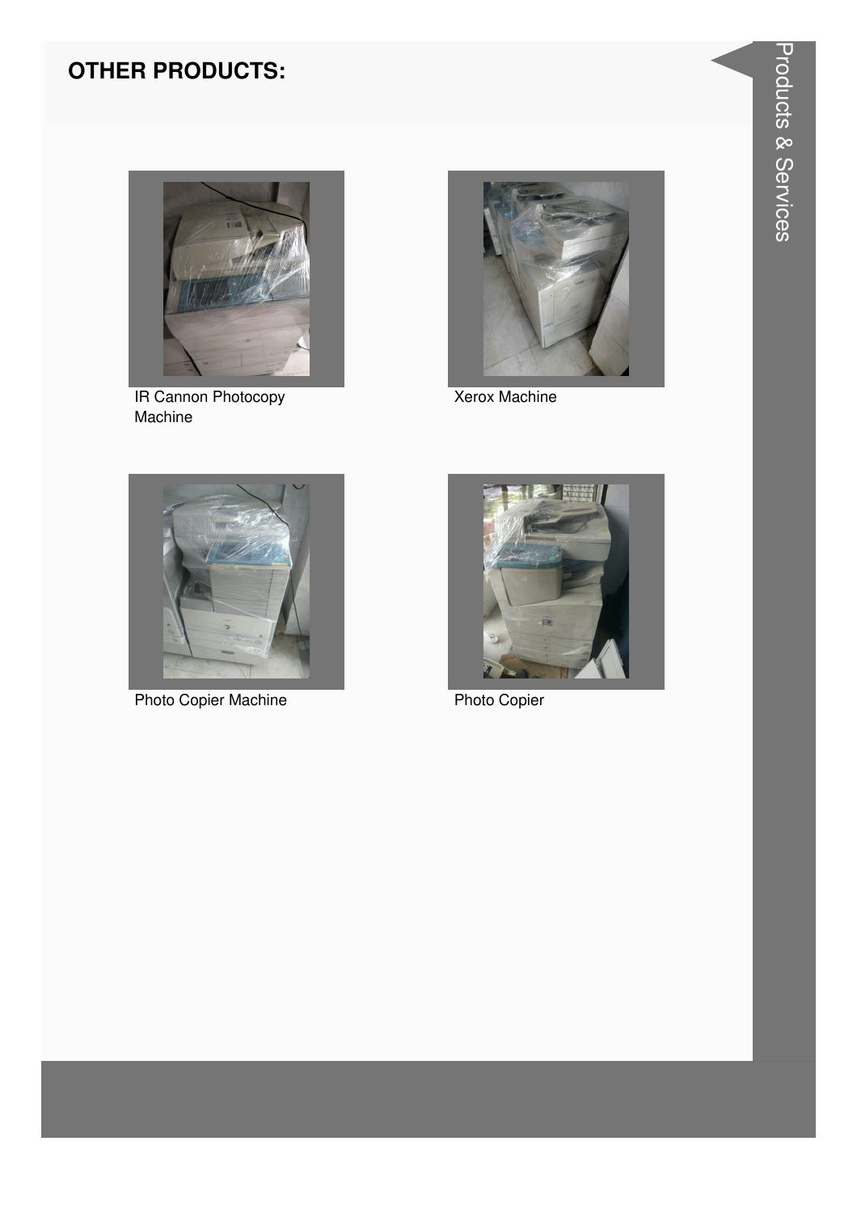## OTHER PRODUCTS:

IR Cannon Photocopy Machine

Xerox Machine

Photo Copier Machine

Photo Copier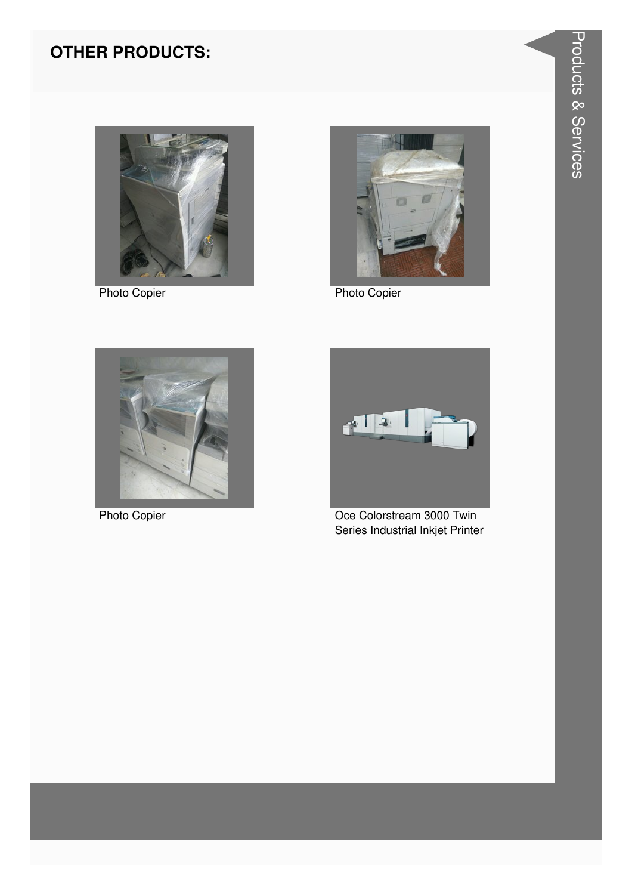## OTHER PRODUCTS:

Photo Copier

Photo Copier

Photo Copier

Oce Colorstream 3000 Twin Series Industrial Inkjet Printer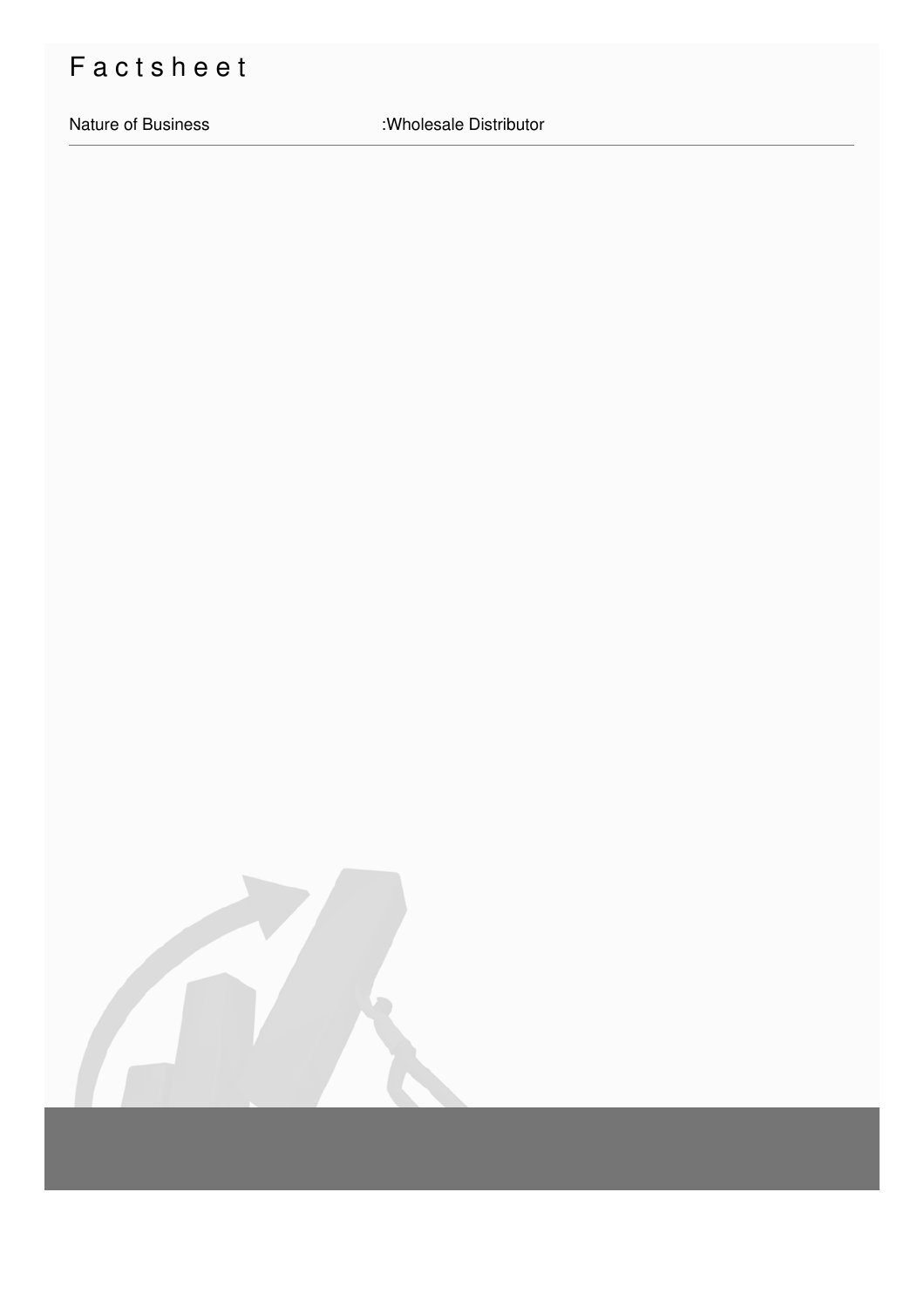# Factsheet

| Nature of Business | :Wholesale Distributor |
|---|---|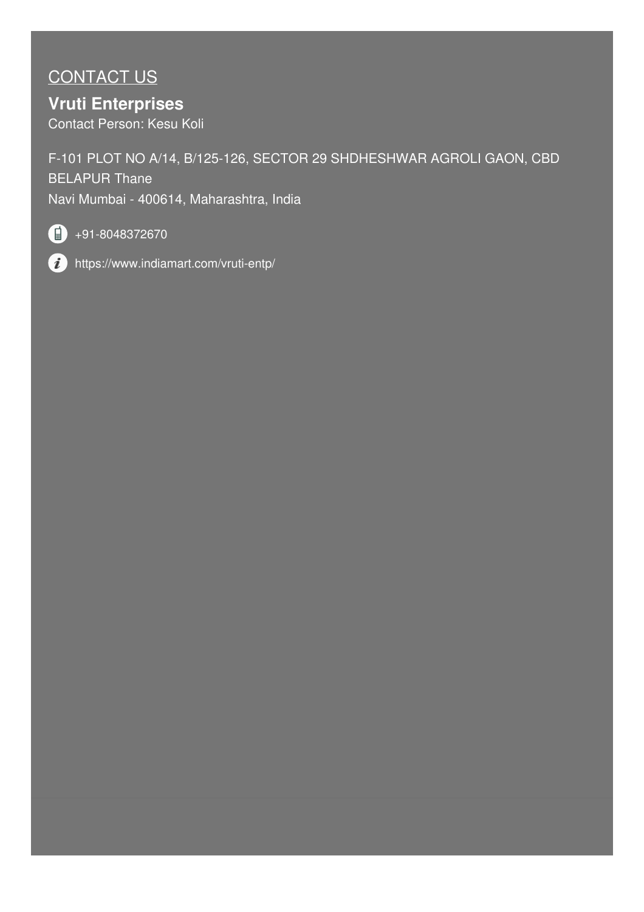## CONTACT US

### Vruti Enterprises

Contact Person: Kesu Koli

F-101 PLOT NO A/14, B/125-126, SECTOR 29 SHDHESHWAR AGROLI GAON, CBD BELAPUR Thane
Navi Mumbai - 400614, Maharashtra, India

+91-8048372670

https://www.indiamart.com/vruti-entp/